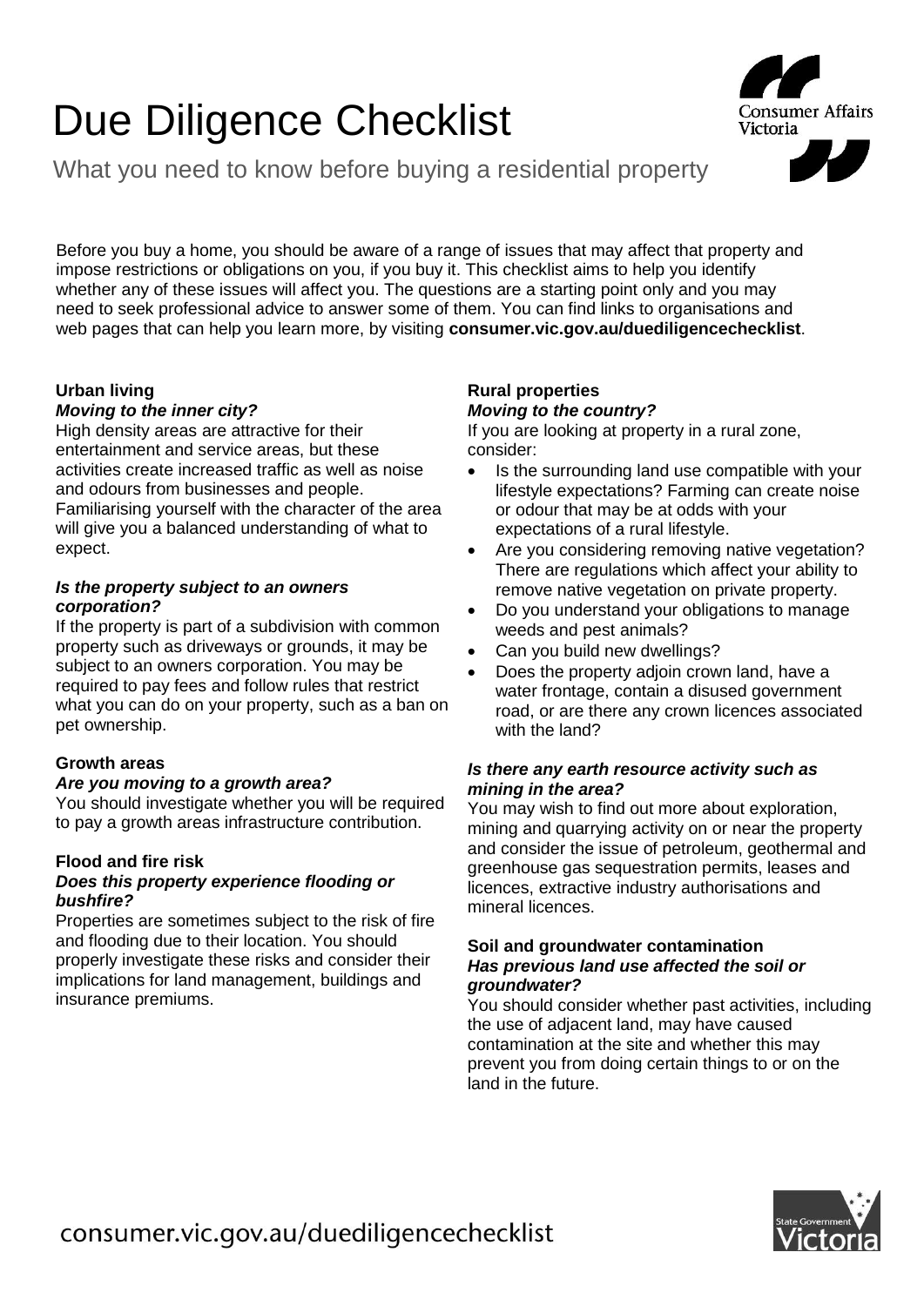# Due Diligence Checklist

What you need to know before buying a residential property

Before you buy a home, you should be aware of a range of issues that may affect that property and impose restrictions or obligations on you, if you buy it. This checklist aims to help you identify whether any of these issues will affect you. The questions are a starting point only and you may need to seek professional advice to answer some of them. You can find links to organisations and web pages that can help you learn more, by visiting **consumer.vic.gov.au/duediligencechecklist**.

### Urban living

***Moving to the inner city?***

High density areas are attractive for their entertainment and service areas, but these activities create increased traffic as well as noise and odours from businesses and people. Familiarising yourself with the character of the area will give you a balanced understanding of what to expect.

***Is the property subject to an owners corporation?***

If the property is part of a subdivision with common property such as driveways or grounds, it may be subject to an owners corporation. You may be required to pay fees and follow rules that restrict what you can do on your property, such as a ban on pet ownership.

### Growth areas

***Are you moving to a growth area?***

You should investigate whether you will be required to pay a growth areas infrastructure contribution.

### Flood and fire risk

***Does this property experience flooding or bushfire?***

Properties are sometimes subject to the risk of fire and flooding due to their location. You should properly investigate these risks and consider their implications for land management, buildings and insurance premiums.

### Rural properties

***Moving to the country?***

If you are looking at property in a rural zone, consider:

- Is the surrounding land use compatible with your lifestyle expectations? Farming can create noise or odour that may be at odds with your expectations of a rural lifestyle.
- Are you considering removing native vegetation? There are regulations which affect your ability to remove native vegetation on private property.
- Do you understand your obligations to manage weeds and pest animals?
- Can you build new dwellings?
- Does the property adjoin crown land, have a water frontage, contain a disused government road, or are there any crown licences associated with the land?

***Is there any earth resource activity such as mining in the area?***

You may wish to find out more about exploration, mining and quarrying activity on or near the property and consider the issue of petroleum, geothermal and greenhouse gas sequestration permits, leases and licences, extractive industry authorisations and mineral licences.

### Soil and groundwater contamination

***Has previous land use affected the soil or groundwater?***

You should consider whether past activities, including the use of adjacent land, may have caused contamination at the site and whether this may prevent you from doing certain things to or on the land in the future.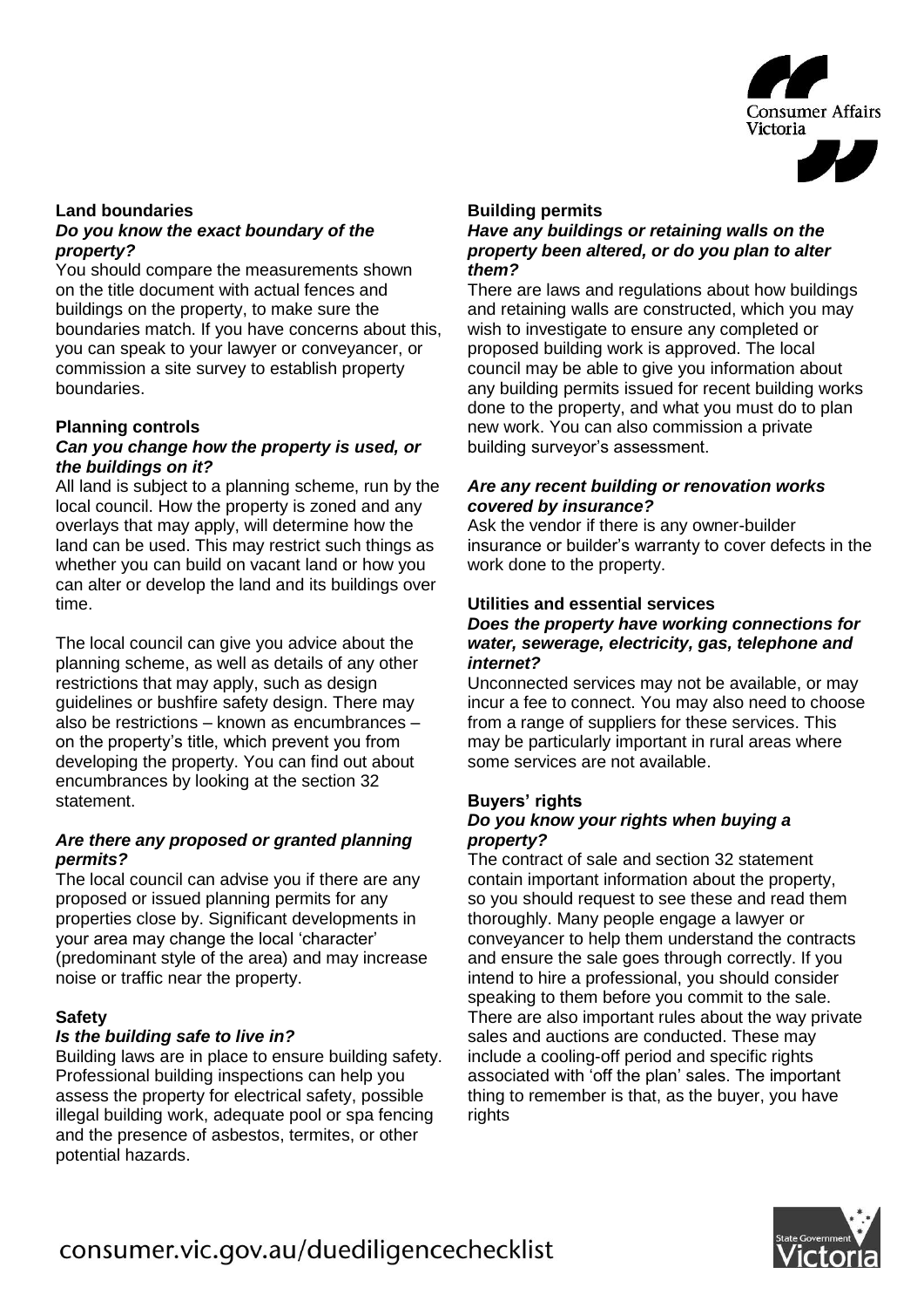### Land boundaries

***Do you know the exact boundary of the property?***

You should compare the measurements shown on the title document with actual fences and buildings on the property, to make sure the boundaries match. If you have concerns about this, you can speak to your lawyer or conveyancer, or commission a site survey to establish property boundaries.

### Planning controls

***Can you change how the property is used, or the buildings on it?***

All land is subject to a planning scheme, run by the local council. How the property is zoned and any overlays that may apply, will determine how the land can be used. This may restrict such things as whether you can build on vacant land or how you can alter or develop the land and its buildings over time.

The local council can give you advice about the planning scheme, as well as details of any other restrictions that may apply, such as design guidelines or bushfire safety design. There may also be restrictions – known as encumbrances – on the property's title, which prevent you from developing the property. You can find out about encumbrances by looking at the section 32 statement.

***Are there any proposed or granted planning permits?***

The local council can advise you if there are any proposed or issued planning permits for any properties close by. Significant developments in your area may change the local 'character' (predominant style of the area) and may increase noise or traffic near the property.

### Safety

***Is the building safe to live in?***

Building laws are in place to ensure building safety. Professional building inspections can help you assess the property for electrical safety, possible illegal building work, adequate pool or spa fencing and the presence of asbestos, termites, or other potential hazards.

### Building permits

***Have any buildings or retaining walls on the property been altered, or do you plan to alter them?***

There are laws and regulations about how buildings and retaining walls are constructed, which you may wish to investigate to ensure any completed or proposed building work is approved. The local council may be able to give you information about any building permits issued for recent building works done to the property, and what you must do to plan new work. You can also commission a private building surveyor's assessment.

***Are any recent building or renovation works covered by insurance?***

Ask the vendor if there is any owner-builder insurance or builder's warranty to cover defects in the work done to the property.

### Utilities and essential services

***Does the property have working connections for water, sewerage, electricity, gas, telephone and internet?***

Unconnected services may not be available, or may incur a fee to connect. You may also need to choose from a range of suppliers for these services. This may be particularly important in rural areas where some services are not available.

### Buyers' rights

***Do you know your rights when buying a property?***

The contract of sale and section 32 statement contain important information about the property, so you should request to see these and read them thoroughly. Many people engage a lawyer or conveyancer to help them understand the contracts and ensure the sale goes through correctly. If you intend to hire a professional, you should consider speaking to them before you commit to the sale. There are also important rules about the way private sales and auctions are conducted. These may include a cooling-off period and specific rights associated with 'off the plan' sales. The important thing to remember is that, as the buyer, you have rights

consumer.vic.gov.au/duediligencechecklist